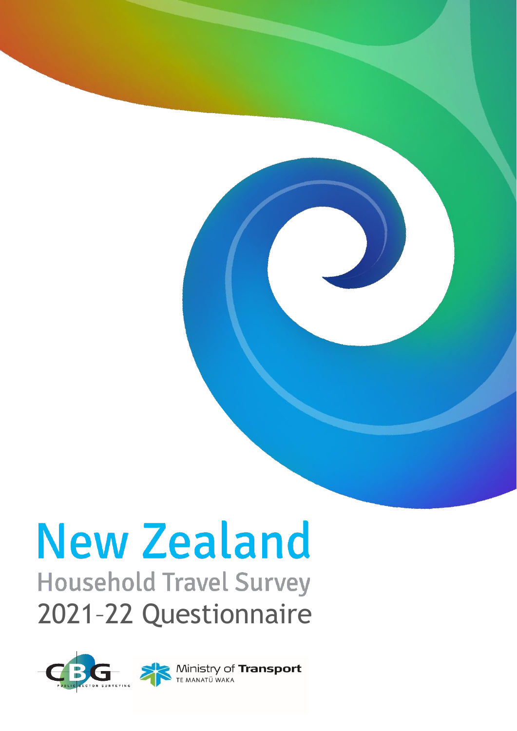# New Zealand

## Household Travel Survey

## 2021–22 Questionnaire

CBG PUBLIC SECTOR SURVEYING

Ministry of Transport
TE MANATŪ WAKA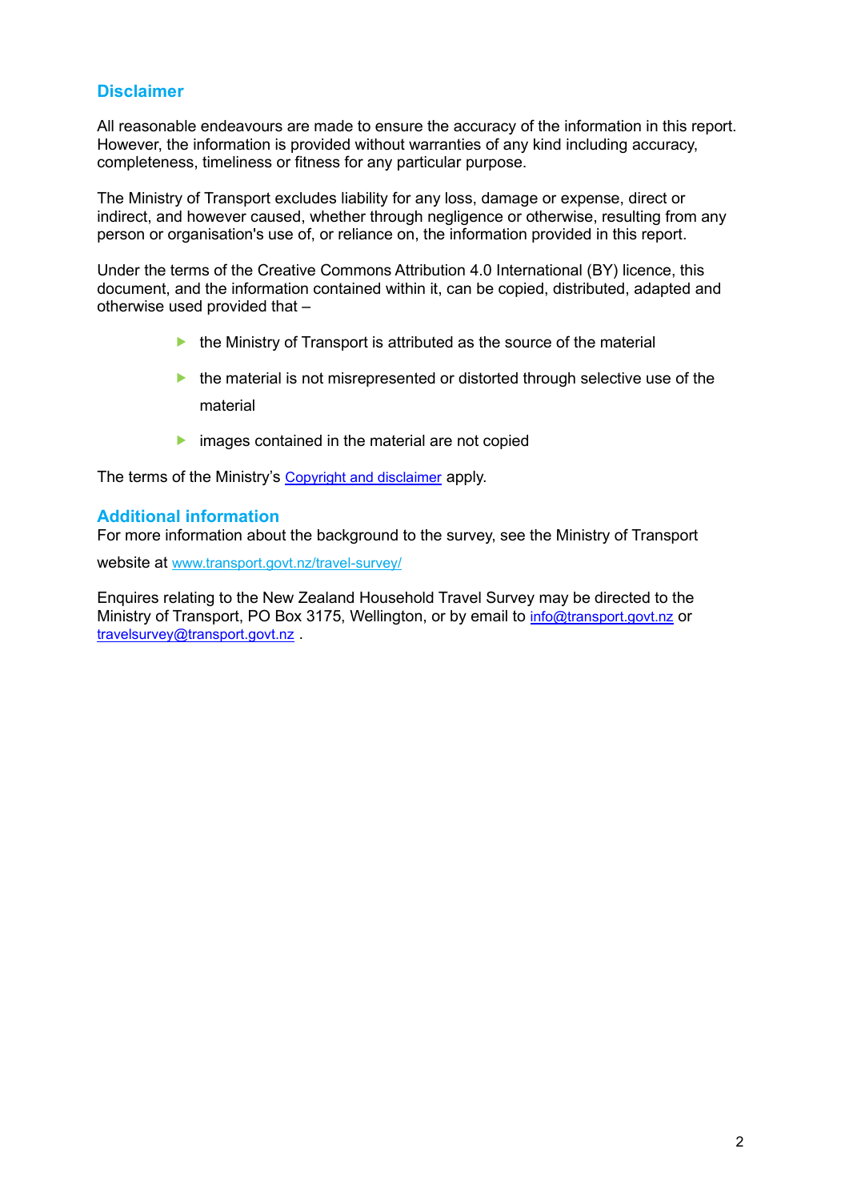## Disclaimer

All reasonable endeavours are made to ensure the accuracy of the information in this report. However, the information is provided without warranties of any kind including accuracy, completeness, timeliness or fitness for any particular purpose.

The Ministry of Transport excludes liability for any loss, damage or expense, direct or indirect, and however caused, whether through negligence or otherwise, resulting from any person or organisation's use of, or reliance on, the information provided in this report.

Under the terms of the Creative Commons Attribution 4.0 International (BY) licence, this document, and the information contained within it, can be copied, distributed, adapted and otherwise used provided that –

- the Ministry of Transport is attributed as the source of the material
- the material is not misrepresented or distorted through selective use of the material
- images contained in the material are not copied

The terms of the Ministry's Copyright and disclaimer apply.

## Additional information

For more information about the background to the survey, see the Ministry of Transport website at www.transport.govt.nz/travel-survey/

Enquires relating to the New Zealand Household Travel Survey may be directed to the Ministry of Transport, PO Box 3175, Wellington, or by email to info@transport.govt.nz or travelsurvey@transport.govt.nz .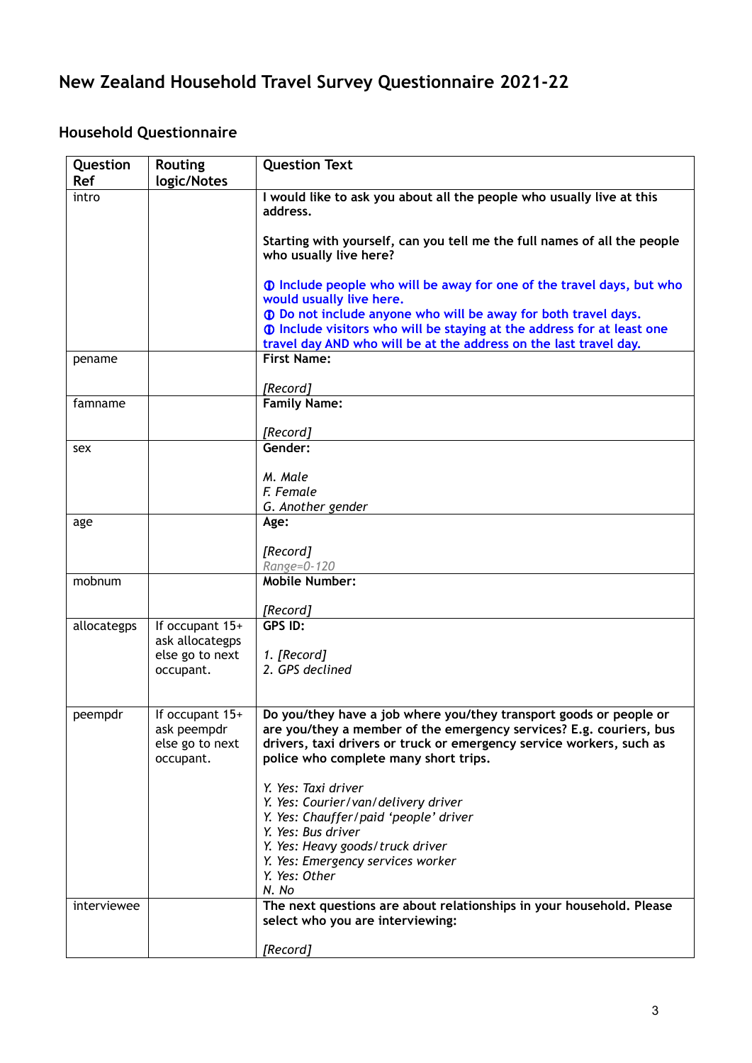# New Zealand Household Travel Survey Questionnaire 2021-22

## Household Questionnaire

| Question Ref | Routing logic/Notes | Question Text |
|---|---|---|
| intro | | **I would like to ask you about all the people who usually live at this address.**<br><br>**Starting with yourself, can you tell me the full names of all the people who usually live here?**<br><br>ⓘ Include people who will be away for one of the travel days, but who would usually live here.<br>ⓘ Do not include anyone who will be away for both travel days.<br>ⓘ Include visitors who will be staying at the address for at least one travel day AND who will be at the address on the last travel day. |
| pename | | **First Name:**<br><br>*[Record]* |
| famname | | **Family Name:**<br><br>*[Record]* |
| sex | | **Gender:**<br><br>*M. Male*<br>*F. Female*<br>*G. Another gender* |
| age | | **Age:**<br><br>*[Record]*<br>*Range=0-120* |
| mobnum | | **Mobile Number:**<br><br>*[Record]* |
| allocategps | If occupant 15+ ask allocategps else go to next occupant. | **GPS ID:**<br><br>*1. [Record]*<br>*2. GPS declined* |
| peempdr | If occupant 15+ ask peempdr else go to next occupant. | **Do you/they have a job where you/they transport goods or people or are you/they a member of the emergency services? E.g. couriers, bus drivers, taxi drivers or truck or emergency service workers, such as police who complete many short trips.**<br><br>*Y. Yes: Taxi driver*<br>*Y. Yes: Courier/van/delivery driver*<br>*Y. Yes: Chauffer/paid 'people' driver*<br>*Y. Yes: Bus driver*<br>*Y. Yes: Heavy goods/truck driver*<br>*Y. Yes: Emergency services worker*<br>*Y. Yes: Other*<br>*N. No* |
| interviewee | | **The next questions are about relationships in your household. Please select who you are interviewing:**<br><br>*[Record]* |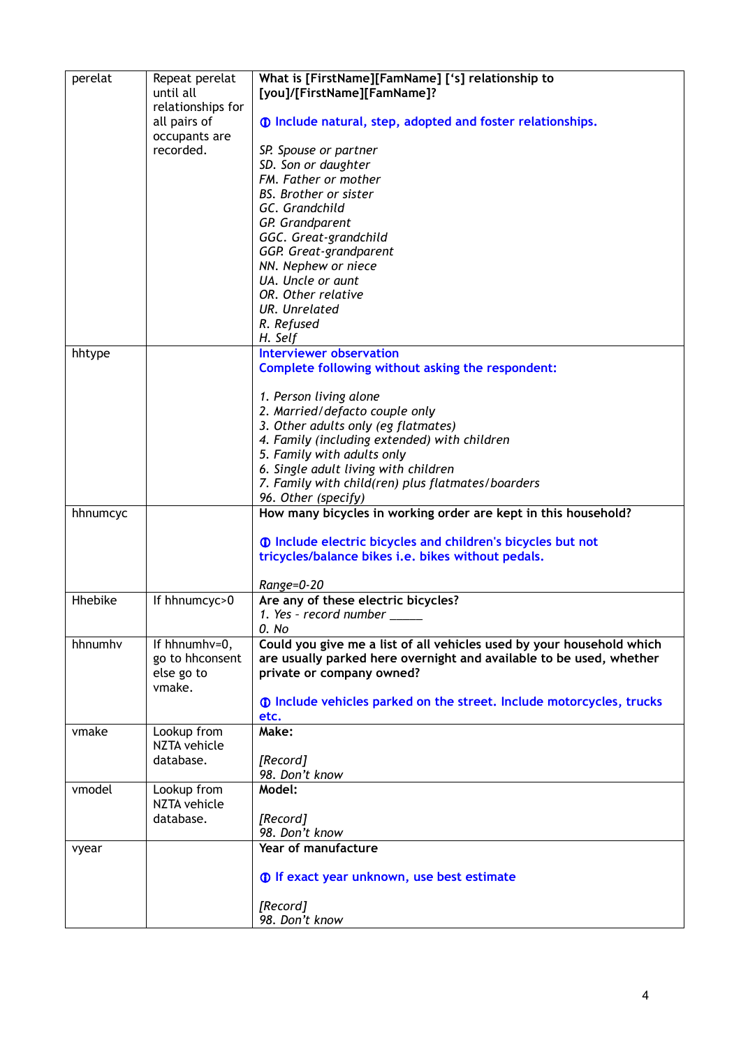| | | |
|---|---|---|
| perelat | Repeat perelat until all relationships for all pairs of occupants are recorded. | **What is [FirstName][FamName] ['s] relationship to [you]/[FirstName][FamName]?**<br><br>ⓘ Include natural, step, adopted and foster relationships.<br><br>*SP. Spouse or partner*<br>*SD. Son or daughter*<br>*FM. Father or mother*<br>*BS. Brother or sister*<br>*GC. Grandchild*<br>*GP. Grandparent*<br>*GGC. Great-grandchild*<br>*GGP. Great-grandparent*<br>*NN. Nephew or niece*<br>*UA. Uncle or aunt*<br>*OR. Other relative*<br>*UR. Unrelated*<br>*R. Refused*<br>*H. Self* |
| hhtype | | Interviewer observation<br>Complete following without asking the respondent:<br><br>*1. Person living alone*<br>*2. Married/defacto couple only*<br>*3. Other adults only (eg flatmates)*<br>*4. Family (including extended) with children*<br>*5. Family with adults only*<br>*6. Single adult living with children*<br>*7. Family with child(ren) plus flatmates/boarders*<br>*96. Other (specify)* |
| hhnumcyc | | **How many bicycles in working order are kept in this household?**<br><br>ⓘ Include electric bicycles and children's bicycles but not tricycles/balance bikes i.e. bikes without pedals.<br><br>*Range=0-20* |
| Hhebike | If hhnumcyc>0 | **Are any of these electric bicycles?**<br>*1. Yes - record number _____*<br>*0. No* |
| hhnumhv | If hhnumhv=0, go to hhconsent else go to vmake. | **Could you give me a list of all vehicles used by your household which are usually parked here overnight and available to be used, whether private or company owned?**<br><br>ⓘ Include vehicles parked on the street. Include motorcycles, trucks etc. |
| vmake | Lookup from NZTA vehicle database. | **Make:**<br><br>*[Record]*<br>*98. Don't know* |
| vmodel | Lookup from NZTA vehicle database. | **Model:**<br><br>*[Record]*<br>*98. Don't know* |
| vyear | | **Year of manufacture**<br><br>ⓘ If exact year unknown, use best estimate<br><br>*[Record]*<br>*98. Don't know* |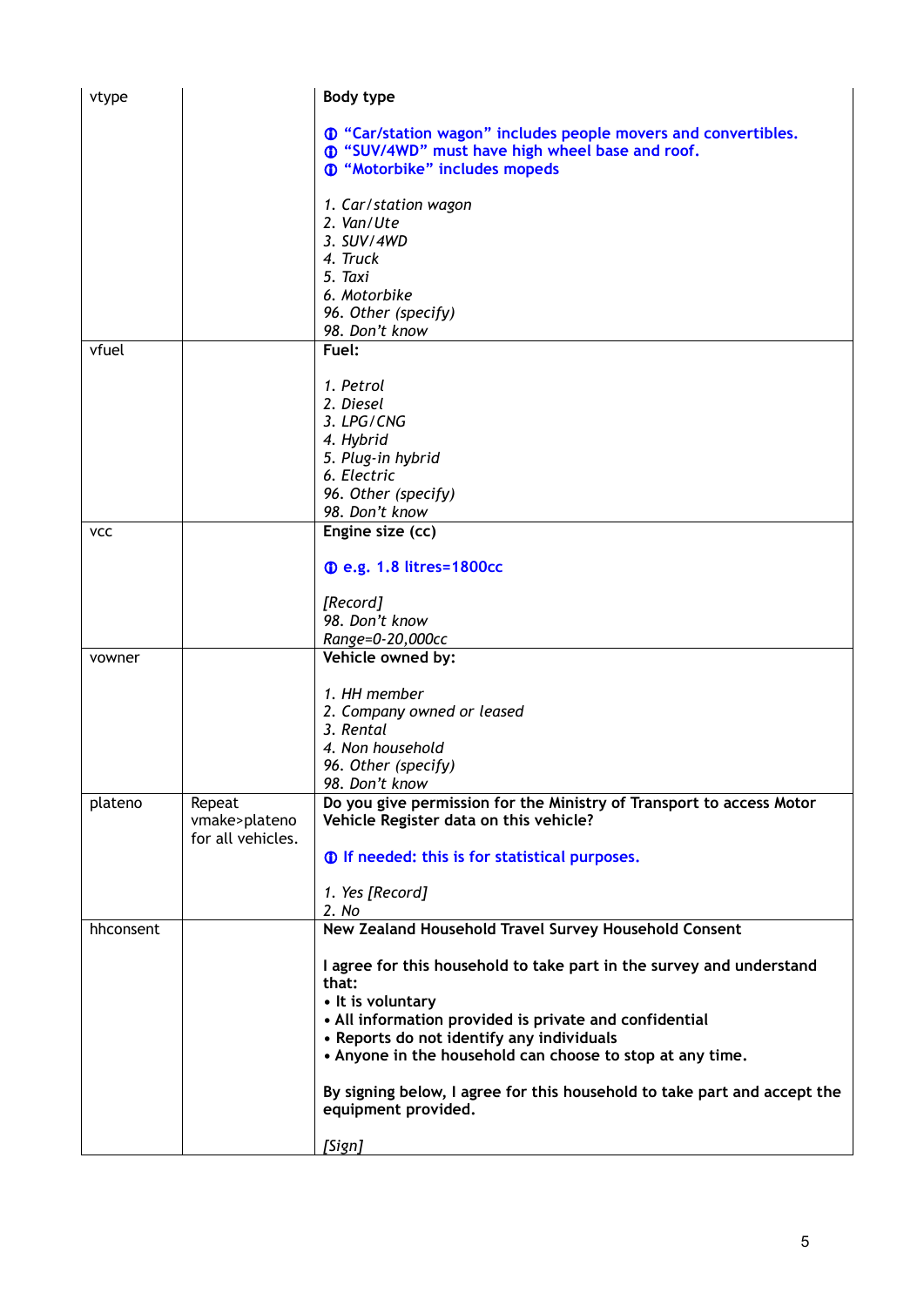| | | |
|---|---|---|
| vtype | | **Body type**<br><br>**ⓘ "Car/station wagon" includes people movers and convertibles.**<br>**ⓘ "SUV/4WD" must have high wheel base and roof.**<br>**ⓘ "Motorbike" includes mopeds**<br><br>*1. Car/station wagon*<br>*2. Van/Ute*<br>*3. SUV/4WD*<br>*4. Truck*<br>*5. Taxi*<br>*6. Motorbike*<br>*96. Other (specify)*<br>*98. Don't know* |
| vfuel | | **Fuel:**<br><br>*1. Petrol*<br>*2. Diesel*<br>*3. LPG/CNG*<br>*4. Hybrid*<br>*5. Plug-in hybrid*<br>*6. Electric*<br>*96. Other (specify)*<br>*98. Don't know* |
| vcc | | **Engine size (cc)**<br><br>**ⓘ e.g. 1.8 litres=1800cc**<br><br>*[Record]*<br>*98. Don't know*<br>*Range=0-20,000cc* |
| vowner | | **Vehicle owned by:**<br><br>*1. HH member*<br>*2. Company owned or leased*<br>*3. Rental*<br>*4. Non household*<br>*96. Other (specify)*<br>*98. Don't know* |
| plateno | Repeat vmake>plateno for all vehicles. | **Do you give permission for the Ministry of Transport to access Motor Vehicle Register data on this vehicle?**<br><br>**ⓘ If needed: this is for statistical purposes.**<br><br>*1. Yes [Record]*<br>*2. No* |
| hhconsent | | **New Zealand Household Travel Survey Household Consent**<br><br>**I agree for this household to take part in the survey and understand that:**<br>**• It is voluntary**<br>**• All information provided is private and confidential**<br>**• Reports do not identify any individuals**<br>**• Anyone in the household can choose to stop at any time.**<br><br>**By signing below, I agree for this household to take part and accept the equipment provided.**<br><br>*[Sign]* |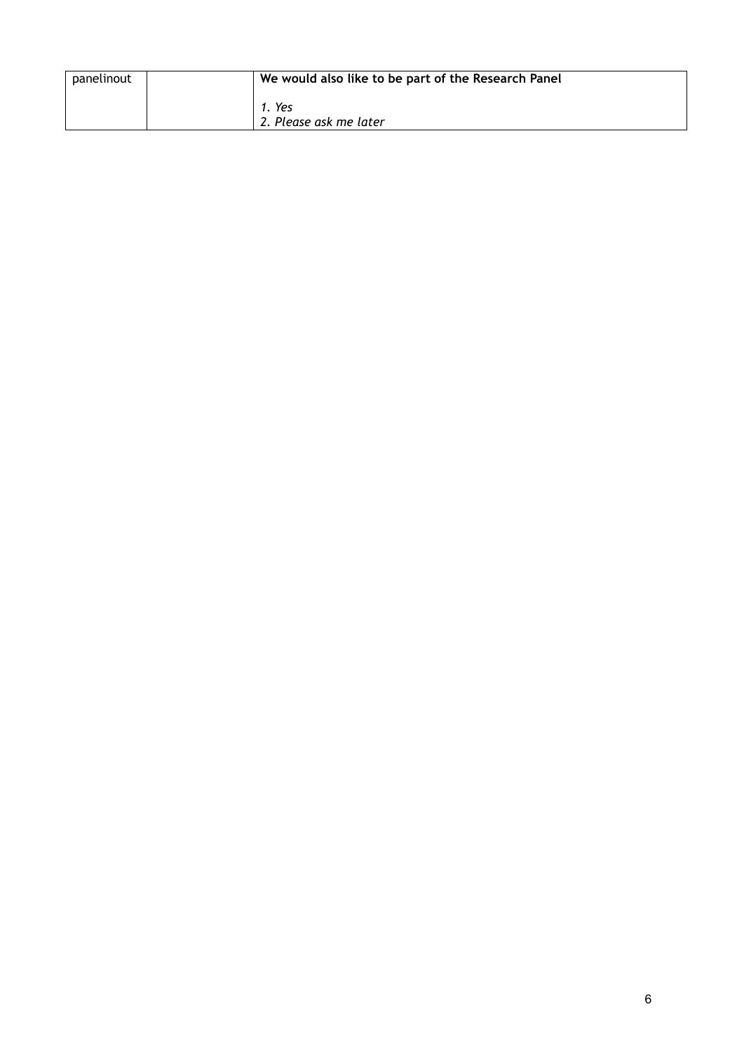| panelinout | | **We would also like to be part of the Research Panel**<br><br>*1. Yes*<br>*2. Please ask me later* |
|---|---|---|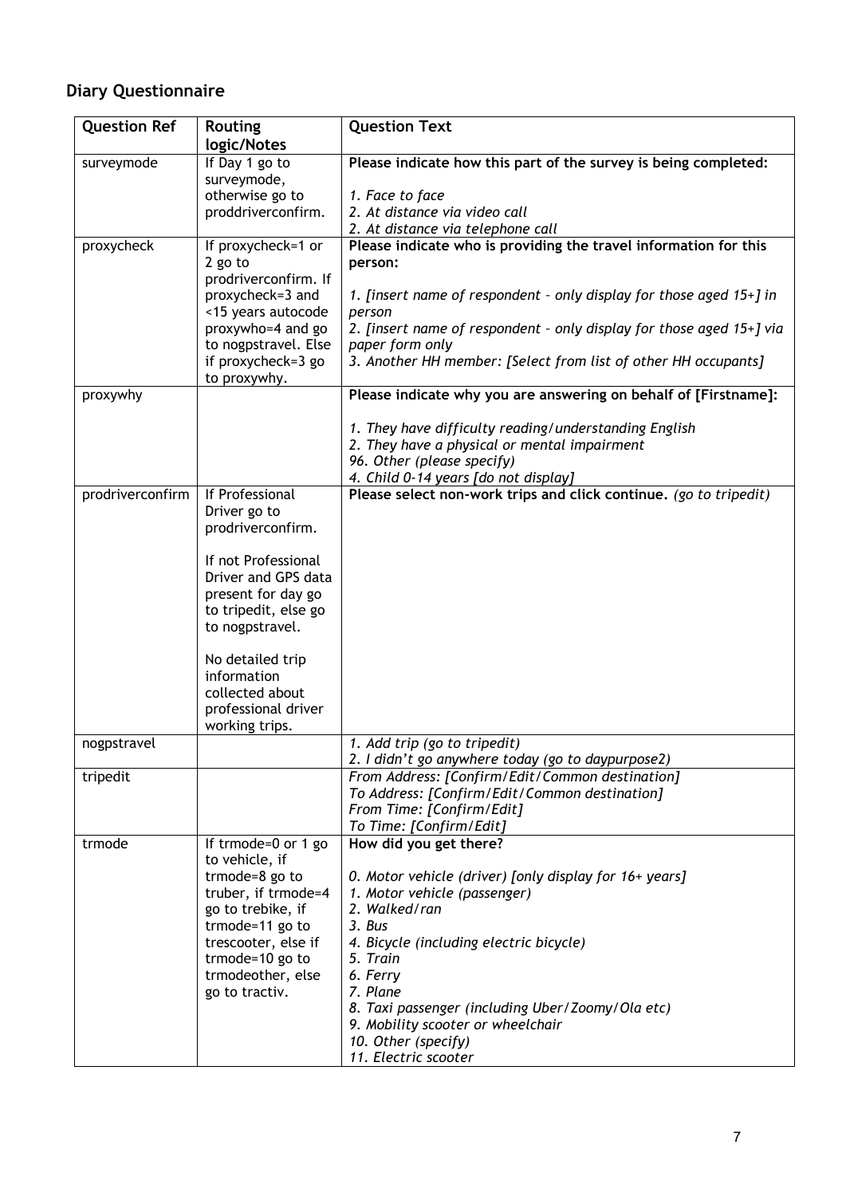## Diary Questionnaire

| Question Ref | Routing logic/Notes | Question Text |
|---|---|---|
| surveymode | If Day 1 go to surveymode, otherwise go to proddriverconfirm. | **Please indicate how this part of the survey is being completed:**<br><br>*1. Face to face*<br>*2. At distance via video call*<br>*2. At distance via telephone call* |
| proxycheck | If proxycheck=1 or 2 go to prodriverconfirm. If proxycheck=3 and <15 years autocode proxywho=4 and go to nogpstravel. Else if proxycheck=3 go to proxywhy. | **Please indicate who is providing the travel information for this person:**<br><br>*1. [insert name of respondent – only display for those aged 15+] in person*<br>*2. [insert name of respondent – only display for those aged 15+] via paper form only*<br>*3. Another HH member: [Select from list of other HH occupants]* |
| proxywhy | | **Please indicate why you are answering on behalf of [Firstname]:**<br><br>*1. They have difficulty reading/understanding English*<br>*2. They have a physical or mental impairment*<br>*96. Other (please specify)*<br>*4. Child 0-14 years [do not display]* |
| prodriverconfirm | If Professional Driver go to prodriverconfirm.<br><br>If not Professional Driver and GPS data present for day go to tripedit, else go to nogpstravel.<br><br>No detailed trip information collected about professional driver working trips. | **Please select non-work trips and click continue.** *(go to tripedit)* |
| nogpstravel | | *1. Add trip (go to tripedit)*<br>*2. I didn't go anywhere today (go to daypurpose2)* |
| tripedit | | *From Address: [Confirm/Edit/Common destination]*<br>*To Address: [Confirm/Edit/Common destination]*<br>*From Time: [Confirm/Edit]*<br>*To Time: [Confirm/Edit]* |
| trmode | If trmode=0 or 1 go to vehicle, if trmode=8 go to truber, if trmode=4 go to trebike, if trmode=11 go to trescooter, else if trmode=10 go to trmodeother, else go to tractiv. | **How did you get there?**<br><br>*0. Motor vehicle (driver) [only display for 16+ years]*<br>*1. Motor vehicle (passenger)*<br>*2. Walked/ran*<br>*3. Bus*<br>*4. Bicycle (including electric bicycle)*<br>*5. Train*<br>*6. Ferry*<br>*7. Plane*<br>*8. Taxi passenger (including Uber/Zoomy/Ola etc)*<br>*9. Mobility scooter or wheelchair*<br>*10. Other (specify)*<br>*11. Electric scooter* |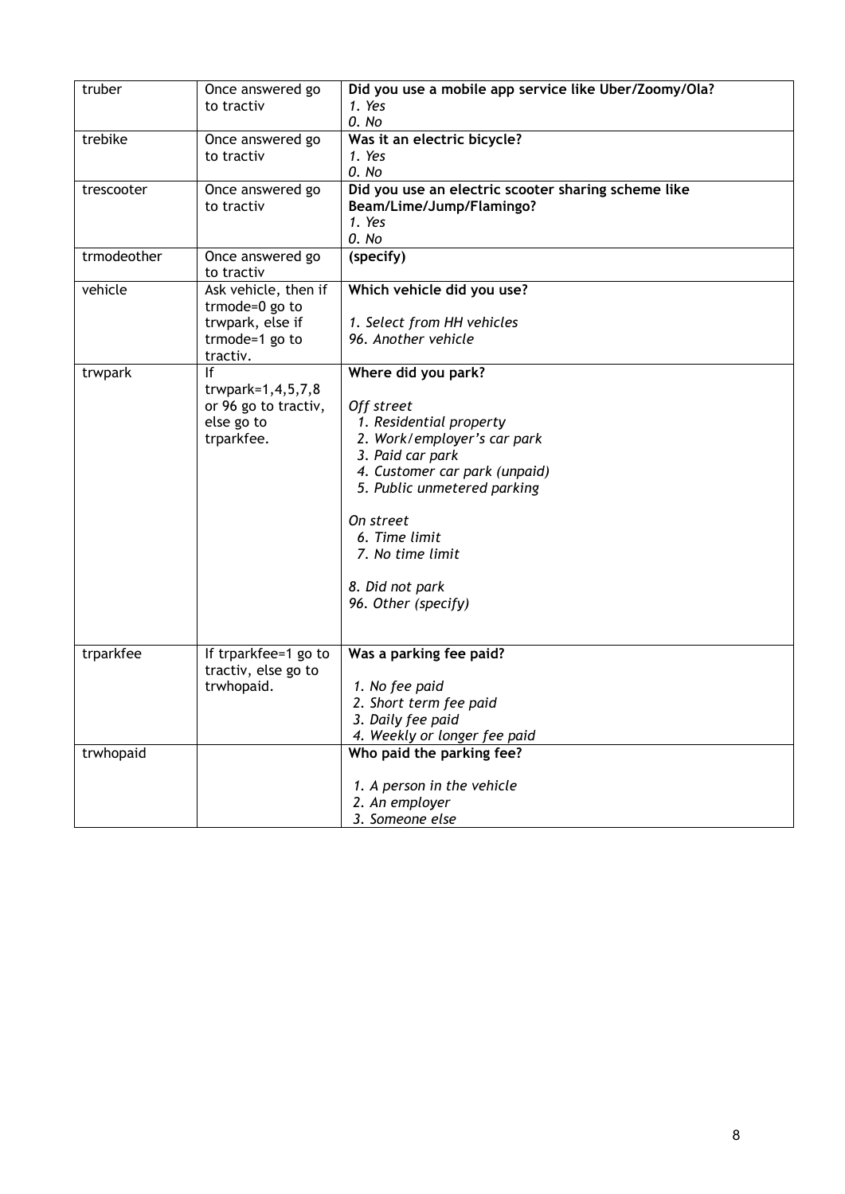| | | |
|---|---|---|
| truber | Once answered go to tractiv | **Did you use a mobile app service like Uber/Zoomy/Ola?**<br>*1. Yes*<br>*0. No* |
| trebike | Once answered go to tractiv | **Was it an electric bicycle?**<br>*1. Yes*<br>*0. No* |
| trescooter | Once answered go to tractiv | **Did you use an electric scooter sharing scheme like Beam/Lime/Jump/Flamingo?**<br>*1. Yes*<br>*0. No* |
| trmodeother | Once answered go to tractiv | **(specify)** |
| vehicle | Ask vehicle, then if trmode=0 go to trwpark, else if trmode=1 go to tractiv. | **Which vehicle did you use?**<br><br>*1. Select from HH vehicles*<br>*96. Another vehicle* |
| trwpark | If trwpark=1,4,5,7,8 or 96 go to tractiv, else go to trparkfee. | **Where did you park?**<br><br>*Off street*<br>*1. Residential property*<br>*2. Work/employer's car park*<br>*3. Paid car park*<br>*4. Customer car park (unpaid)*<br>*5. Public unmetered parking*<br><br>*On street*<br>*6. Time limit*<br>*7. No time limit*<br><br>*8. Did not park*<br>*96. Other (specify)* |
| trparkfee | If trparkfee=1 go to tractiv, else go to trwhopaid. | **Was a parking fee paid?**<br><br>*1. No fee paid*<br>*2. Short term fee paid*<br>*3. Daily fee paid*<br>*4. Weekly or longer fee paid* |
| trwhopaid | | **Who paid the parking fee?**<br><br>*1. A person in the vehicle*<br>*2. An employer*<br>*3. Someone else* |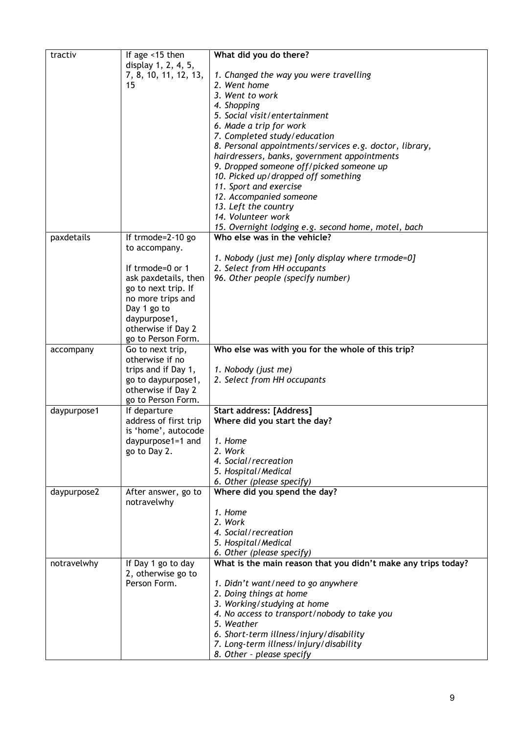| tractiv | If age <15 then display 1, 2, 4, 5, 7, 8, 10, 11, 12, 13, 15 | **What did you do there?**<br><br>*1. Changed the way you were travelling*<br>*2. Went home*<br>*3. Went to work*<br>*4. Shopping*<br>*5. Social visit/entertainment*<br>*6. Made a trip for work*<br>*7. Completed study/education*<br>*8. Personal appointments/services e.g. doctor, library, hairdressers, banks, government appointments*<br>*9. Dropped someone off/picked someone up*<br>*10. Picked up/dropped off something*<br>*11. Sport and exercise*<br>*12. Accompanied someone*<br>*13. Left the country*<br>*14. Volunteer work*<br>*15. Overnight lodging e.g. second home, motel, bach* |
|---|---|---|
| paxdetails | If trmode=2-10 go to accompany.<br><br>If trmode=0 or 1 ask paxdetails, then go to next trip. If no more trips and Day 1 go to daypurpose1, otherwise if Day 2 go to Person Form. | **Who else was in the vehicle?**<br><br>*1. Nobody (just me) [only display where trmode=0]*<br>*2. Select from HH occupants*<br>*96. Other people (specify number)* |
| accompany | Go to next trip, otherwise if no trips and if Day 1, go to daypurpose1, otherwise if Day 2 go to Person Form. | **Who else was with you for the whole of this trip?**<br><br>*1. Nobody (just me)*<br>*2. Select from HH occupants* |
| daypurpose1 | If departure address of first trip is 'home', autocode daypurpose1=1 and go to Day 2. | **Start address: [Address]**<br>**Where did you start the day?**<br><br>*1. Home*<br>*2. Work*<br>*4. Social/recreation*<br>*5. Hospital/Medical*<br>*6. Other (please specify)* |
| daypurpose2 | After answer, go to notravelwhy | **Where did you spend the day?**<br><br>*1. Home*<br>*2. Work*<br>*4. Social/recreation*<br>*5. Hospital/Medical*<br>*6. Other (please specify)* |
| notravelwhy | If Day 1 go to day 2, otherwise go to Person Form. | **What is the main reason that you didn't make any trips today?**<br><br>*1. Didn't want/need to go anywhere*<br>*2. Doing things at home*<br>*3. Working/studying at home*<br>*4. No access to transport/nobody to take you*<br>*5. Weather*<br>*6. Short-term illness/injury/disability*<br>*7. Long-term illness/injury/disability*<br>*8. Other – please specify* |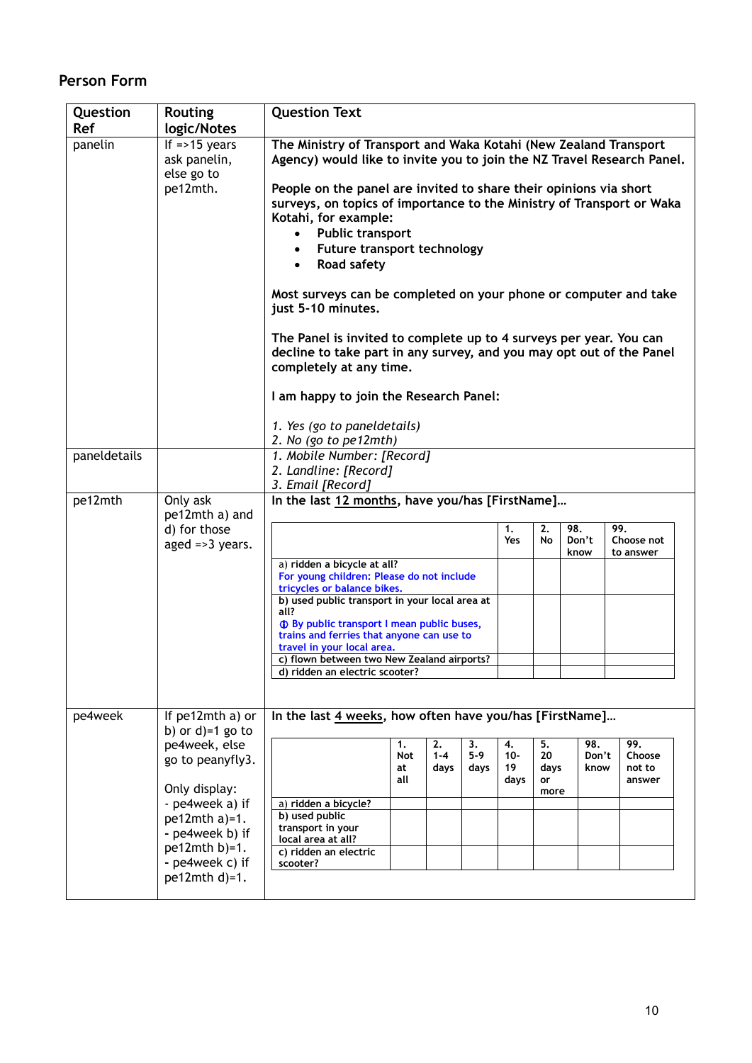## Person Form

| Question Ref | Routing logic/Notes | Question Text |
|---|---|---|
| panelin | If =>15 years ask panelin, else go to pe12mth. | **The Ministry of Transport and Waka Kotahi (New Zealand Transport Agency) would like to invite you to join the NZ Travel Research Panel.**<br><br>**People on the panel are invited to share their opinions via short surveys, on topics of importance to the Ministry of Transport or Waka Kotahi, for example:**<br>• **Public transport**<br>• **Future transport technology**<br>• **Road safety**<br><br>**Most surveys can be completed on your phone or computer and take just 5-10 minutes.**<br><br>**The Panel is invited to complete up to 4 surveys per year. You can decline to take part in any survey, and you may opt out of the Panel completely at any time.**<br><br>**I am happy to join the Research Panel:**<br><br>*1. Yes (go to paneldetails)*<br>*2. No (go to pe12mth)* |
| paneldetails | | *1. Mobile Number: [Record]*<br>*2. Landline: [Record]*<br>*3. Email [Record]* |
| pe12mth | Only ask pe12mth a) and d) for those aged =>3 years. | **In the last 12 months, have you/has [FirstName]…** (see table below) |
| pe4week | If pe12mth a) or b) or d)=1 go to pe4week, else go to peanyfly3.<br><br>Only display:<br>- pe4week a) if pe12mth a)=1.<br>- pe4week b) if pe12mth b)=1.<br>- pe4week c) if pe12mth d)=1. | **In the last 4 weeks, how often have you/has [FirstName]…** (see table below) |

**pe12mth — In the last 12 months, have you/has [FirstName]…**

| | 1. Yes | 2. No | 98. Don't know | 99. Choose not to answer |
|---|---|---|---|---|
| a) ridden a bicycle at all?<br>For young children: Please do not include tricycles or balance bikes. | | | | |
| b) used public transport in your local area at all?<br>ⓘ By public transport I mean public buses, trains and ferries that anyone can use to travel in your local area. | | | | |
| c) flown between two New Zealand airports? | | | | |
| d) ridden an electric scooter? | | | | |

**pe4week — In the last 4 weeks, how often have you/has [FirstName]…**

| | 1. Not at all | 2. 1-4 days | 3. 5-9 days | 4. 10-19 days | 5. 20 days or more | 98. Don't know | 99. Choose not to answer |
|---|---|---|---|---|---|---|---|
| a) ridden a bicycle? | | | | | | | |
| b) used public transport in your local area at all? | | | | | | | |
| c) ridden an electric scooter? | | | | | | | |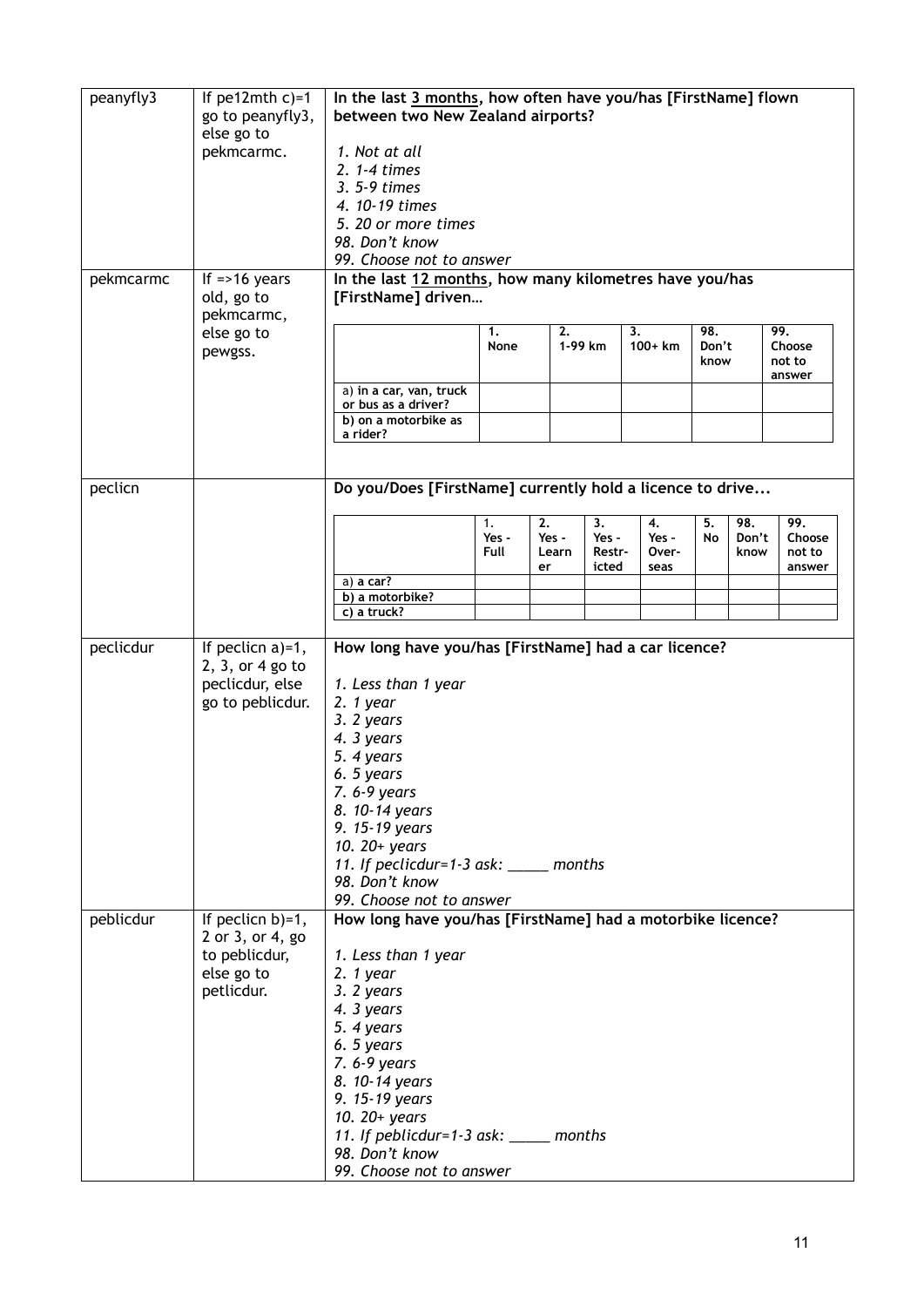| | | |
|---|---|---|
| peanyfly3 | If pe12mth c)=1 go to peanyfly3, else go to pekmcarmc. | **In the last <u>3 months</u>, how often have you/has [FirstName] flown between two New Zealand airports?**<br><br>*1. Not at all*<br>*2. 1-4 times*<br>*3. 5-9 times*<br>*4. 10-19 times*<br>*5. 20 or more times*<br>*98. Don't know*<br>*99. Choose not to answer* |
| pekmcarmc | If =>16 years old, go to pekmcarmc, else go to pewgss. | **In the last <u>12 months</u>, how many kilometres have you/has [FirstName] driven…** (see table below) |
| peclicn | | **Do you/Does [FirstName] currently hold a licence to drive...** (see table below) |
| peclicdur | If peclicn a)=1, 2, 3, or 4 go to peclicdur, else go to peblicdur. | **How long have you/has [FirstName] had a car licence?**<br><br>*1. Less than 1 year*<br>*2. 1 year*<br>*3. 2 years*<br>*4. 3 years*<br>*5. 4 years*<br>*6. 5 years*<br>*7. 6-9 years*<br>*8. 10-14 years*<br>*9. 15-19 years*<br>*10. 20+ years*<br>*11. If peclicdur=1-3 ask: _____ months*<br>*98. Don't know*<br>*99. Choose not to answer* |
| peblicdur | If peclicn b)=1, 2 or 3, or 4, go to peblicdur, else go to petlicdur. | **How long have you/has [FirstName] had a motorbike licence?**<br><br>*1. Less than 1 year*<br>*2. 1 year*<br>*3. 2 years*<br>*4. 3 years*<br>*5. 4 years*<br>*6. 5 years*<br>*7. 6-9 years*<br>*8. 10-14 years*<br>*9. 15-19 years*<br>*10. 20+ years*<br>*11. If peblicdur=1-3 ask: _____ months*<br>*98. Don't know*<br>*99. Choose not to answer* |

pekmcarmc:

| | 1. None | 2. 1-99 km | 3. 100+ km | 98. Don't know | 99. Choose not to answer |
|---|---|---|---|---|---|
| a) in a car, van, truck or bus as a driver? | | | | | |
| b) on a motorbike as a rider? | | | | | |

peclicn:

| | 1. Yes - Full | 2. Yes - Learner | 3. Yes - Restricted | 4. Yes - Overseas | 5. No | 98. Don't know | 99. Choose not to answer |
|---|---|---|---|---|---|---|---|
| a) a car? | | | | | | | |
| b) a motorbike? | | | | | | | |
| c) a truck? | | | | | | | |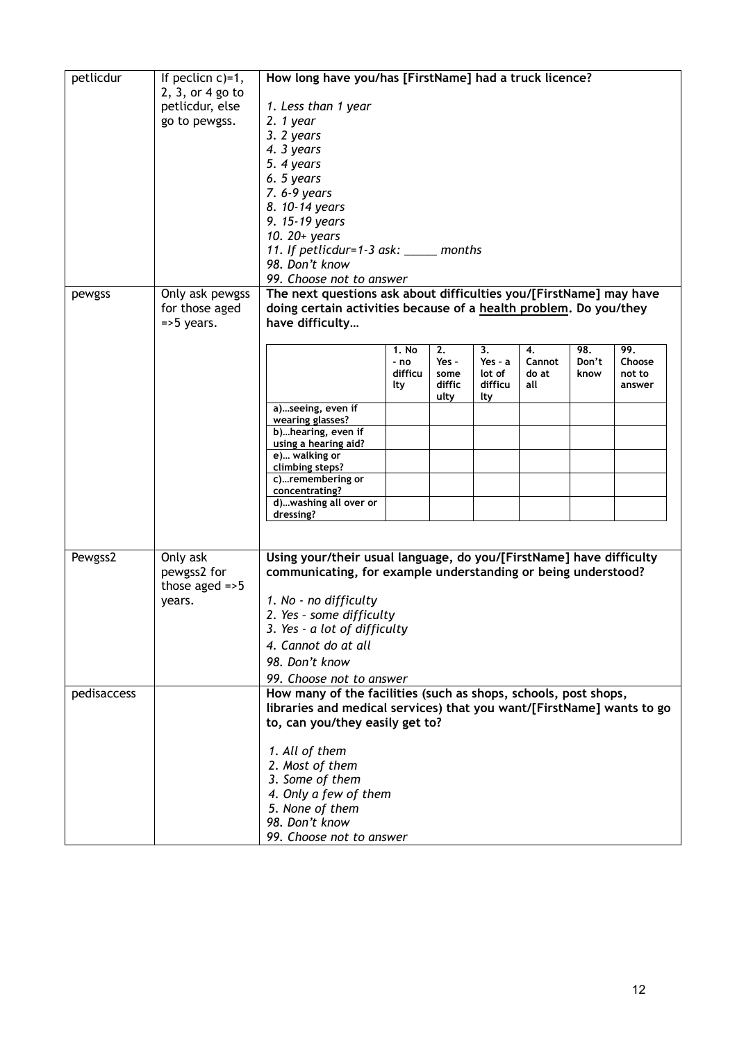| | | |
|---|---|---|
| petlicdur | If peclicn c)=1, 2, 3, or 4 go to petlicdur, else go to pewgss. | **How long have you/has [FirstName] had a truck licence?**<br><br>*1. Less than 1 year*<br>*2. 1 year*<br>*3. 2 years*<br>*4. 3 years*<br>*5. 4 years*<br>*6. 5 years*<br>*7. 6-9 years*<br>*8. 10-14 years*<br>*9. 15-19 years*<br>*10. 20+ years*<br>*11. If petlicdur=1-3 ask: _____ months*<br>*98. Don't know*<br>*99. Choose not to answer* |
| pewgss | Only ask pewgss for those aged =>5 years. | **The next questions ask about difficulties you/[FirstName] may have doing certain activities because of a health problem. Do you/they have difficulty…** |

| | 1. No - no difficulty | 2. Yes - some difficulty | 3. Yes - a lot of difficulty | 4. Cannot do at all | 98. Don't know | 99. Choose not to answer |
|---|---|---|---|---|---|---|
| a)…seeing, even if wearing glasses? | | | | | | |
| b)…hearing, even if using a hearing aid? | | | | | | |
| e)… walking or climbing steps? | | | | | | |
| c)…remembering or concentrating? | | | | | | |
| d)…washing all over or dressing? | | | | | | |

| | | |
|---|---|---|
| Pewgss2 | Only ask pewgss2 for those aged =>5 years. | **Using your/their usual language, do you/[FirstName] have difficulty communicating, for example understanding or being understood?**<br><br>*1. No - no difficulty*<br>*2. Yes – some difficulty*<br>*3. Yes - a lot of difficulty*<br>*4. Cannot do at all*<br>*98. Don't know*<br>*99. Choose not to answer* |
| pedisaccess | | **How many of the facilities (such as shops, schools, post shops, libraries and medical services) that you want/[FirstName] wants to go to, can you/they easily get to?**<br><br>*1. All of them*<br>*2. Most of them*<br>*3. Some of them*<br>*4. Only a few of them*<br>*5. None of them*<br>*98. Don't know*<br>*99. Choose not to answer* |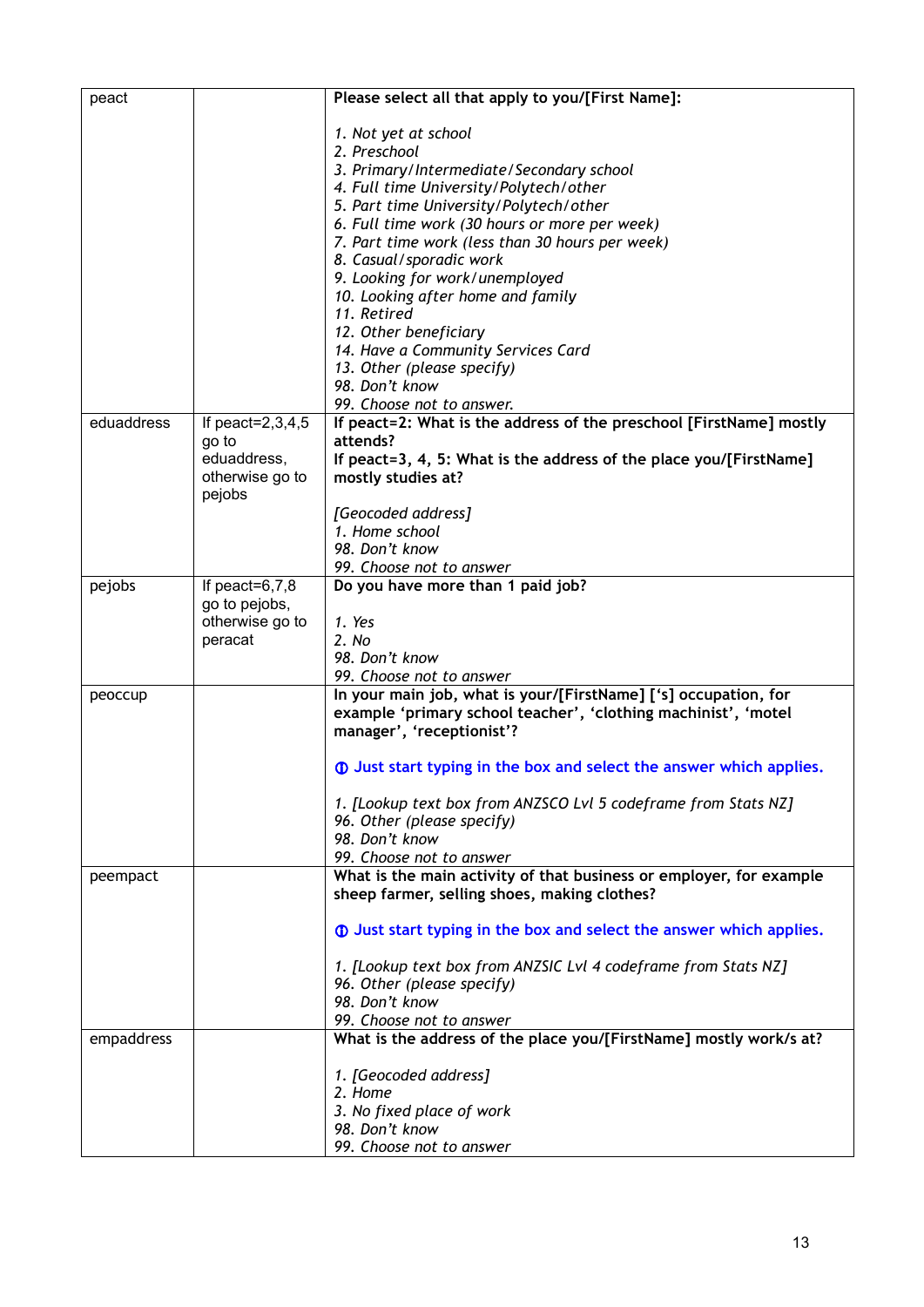| | | |
|---|---|---|
| peact | | **Please select all that apply to you/[First Name]:**<br><br>*1. Not yet at school*<br>*2. Preschool*<br>*3. Primary/Intermediate/Secondary school*<br>*4. Full time University/Polytech/other*<br>*5. Part time University/Polytech/other*<br>*6. Full time work (30 hours or more per week)*<br>*7. Part time work (less than 30 hours per week)*<br>*8. Casual/sporadic work*<br>*9. Looking for work/unemployed*<br>*10. Looking after home and family*<br>*11. Retired*<br>*12. Other beneficiary*<br>*14. Have a Community Services Card*<br>*13. Other (please specify)*<br>*98. Don't know*<br>*99. Choose not to answer.* |
| eduaddress | If peact=2,3,4,5 go to eduaddress, otherwise go to pejobs | **If peact=2: What is the address of the preschool [FirstName] mostly attends?**<br>**If peact=3, 4, 5: What is the address of the place you/[FirstName] mostly studies at?**<br><br>*[Geocoded address]*<br>*1. Home school*<br>*98. Don't know*<br>*99. Choose not to answer* |
| pejobs | If peact=6,7,8 go to pejobs, otherwise go to peracat | **Do you have more than 1 paid job?**<br><br>*1. Yes*<br>*2. No*<br>*98. Don't know*<br>*99. Choose not to answer* |
| peoccup | | **In your main job, what is your/[FirstName] ['s] occupation, for example 'primary school teacher', 'clothing machinist', 'motel manager', 'receptionist'?**<br><br>**ⓘ Just start typing in the box and select the answer which applies.**<br><br>*1. [Lookup text box from ANZSCO Lvl 5 codeframe from Stats NZ]*<br>*96. Other (please specify)*<br>*98. Don't know*<br>*99. Choose not to answer* |
| peempact | | **What is the main activity of that business or employer, for example sheep farmer, selling shoes, making clothes?**<br><br>**ⓘ Just start typing in the box and select the answer which applies.**<br><br>*1. [Lookup text box from ANZSIC Lvl 4 codeframe from Stats NZ]*<br>*96. Other (please specify)*<br>*98. Don't know*<br>*99. Choose not to answer* |
| empaddress | | **What is the address of the place you/[FirstName] mostly work/s at?**<br><br>*1. [Geocoded address]*<br>*2. Home*<br>*3. No fixed place of work*<br>*98. Don't know*<br>*99. Choose not to answer* |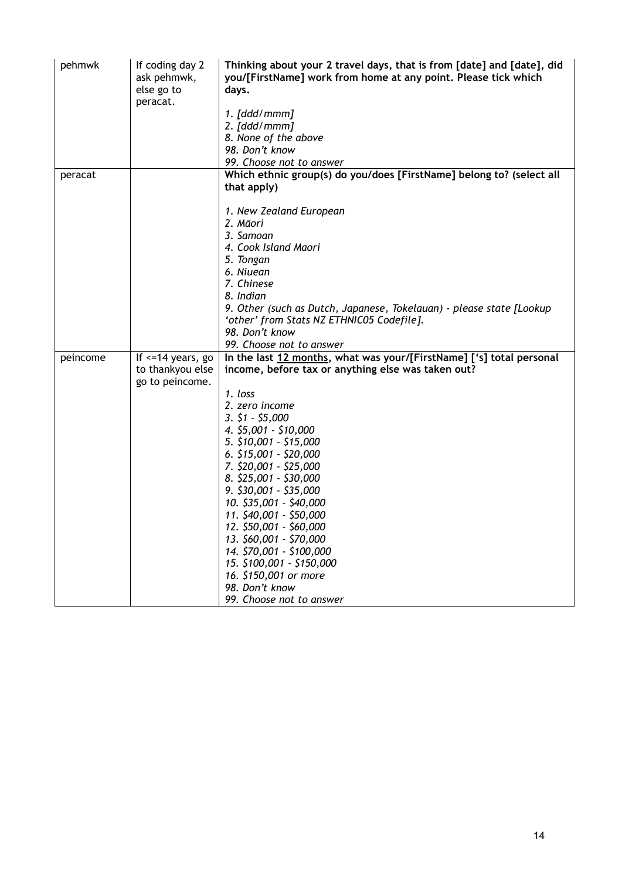| pehmwk | If coding day 2 ask pehmwk, else go to peracat. | **Thinking about your 2 travel days, that is from [date] and [date], did you/[FirstName] work from home at any point. Please tick which days.**<br><br>*1. [ddd/mmm]*<br>*2. [ddd/mmm]*<br>*8. None of the above*<br>*98. Don't know*<br>*99. Choose not to answer* |
|---|---|---|
| peracat | | **Which ethnic group(s) do you/does [FirstName] belong to? (select all that apply)**<br><br>*1. New Zealand European*<br>*2. Māori*<br>*3. Samoan*<br>*4. Cook Island Maori*<br>*5. Tongan*<br>*6. Niuean*<br>*7. Chinese*<br>*8. Indian*<br>*9. Other (such as Dutch, Japanese, Tokelauan) - please state [Lookup 'other' from Stats NZ ETHNIC05 Codefile].*<br>*98. Don't know*<br>*99. Choose not to answer* |
| peincome | If <=14 years, go to thankyou else go to peincome. | **In the last 12 months, what was your/[FirstName] ['s] total personal income, before tax or anything else was taken out?**<br><br>*1. loss*<br>*2. zero income*<br>*3. $1 - $5,000*<br>*4. $5,001 - $10,000*<br>*5. $10,001 - $15,000*<br>*6. $15,001 - $20,000*<br>*7. $20,001 - $25,000*<br>*8. $25,001 - $30,000*<br>*9. $30,001 - $35,000*<br>*10. $35,001 - $40,000*<br>*11. $40,001 - $50,000*<br>*12. $50,001 - $60,000*<br>*13. $60,001 - $70,000*<br>*14. $70,001 - $100,000*<br>*15. $100,001 - $150,000*<br>*16. $150,001 or more*<br>*98. Don't know*<br>*99. Choose not to answer* |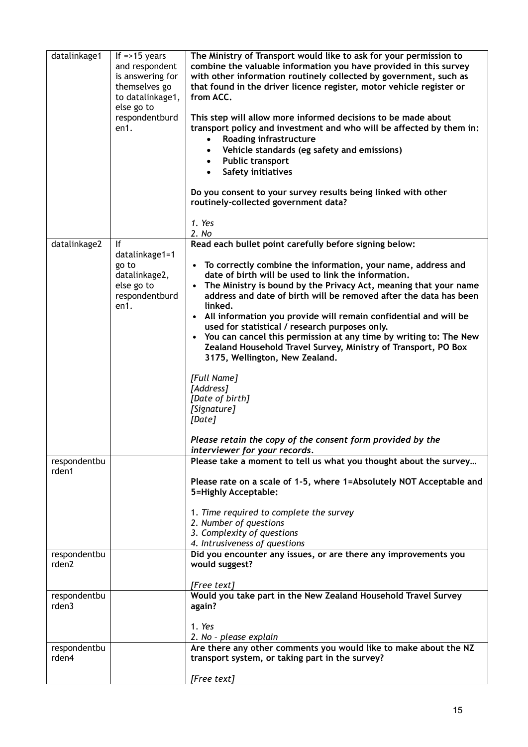| datalinkage1 | If =>15 years and respondent is answering for themselves go to datalinkage1, else go to respondentburden1. | **The Ministry of Transport would like to ask for your permission to combine the valuable information you have provided in this survey with other information routinely collected by government, such as that found in the driver licence register, motor vehicle register or from ACC.**<br><br>**This step will allow more informed decisions to be made about transport policy and investment and who will be affected by them in:**<br>• **Roading infrastructure**<br>• **Vehicle standards (eg safety and emissions)**<br>• **Public transport**<br>• **Safety initiatives**<br><br>**Do you consent to your survey results being linked with other routinely-collected government data?**<br><br>*1. Yes*<br>*2. No* |
|---|---|---|
| datalinkage2 | If datalinkage1=1 go to datalinkage2, else go to respondentburden1. | **Read each bullet point carefully before signing below:**<br><br>• **To correctly combine the information, your name, address and date of birth will be used to link the information.**<br>• **The Ministry is bound by the Privacy Act, meaning that your name address and date of birth will be removed after the data has been linked.**<br>• **All information you provide will remain confidential and will be used for statistical / research purposes only.**<br>• **You can cancel this permission at any time by writing to: The New Zealand Household Travel Survey, Ministry of Transport, PO Box 3175, Wellington, New Zealand.**<br><br>*[Full Name]*<br>*[Address]*<br>*[Date of birth]*<br>*[Signature]*<br>*[Date]*<br><br>***Please retain the copy of the consent form provided by the interviewer for your records.*** |
| respondentburden1 | | **Please take a moment to tell us what you thought about the survey…**<br><br>**Please rate on a scale of 1-5, where 1=Absolutely NOT Acceptable and 5=Highly Acceptable:**<br><br>1. *Time required to complete the survey*<br>2. *Number of questions*<br>3. *Complexity of questions*<br>4. *Intrusiveness of questions* |
| respondentburden2 | | **Did you encounter any issues, or are there any improvements you would suggest?**<br><br>*[Free text]* |
| respondentburden3 | | **Would you take part in the New Zealand Household Travel Survey again?**<br><br>1. *Yes*<br>2. *No – please explain* |
| respondentburden4 | | **Are there any other comments you would like to make about the NZ transport system, or taking part in the survey?**<br><br>*[Free text]* |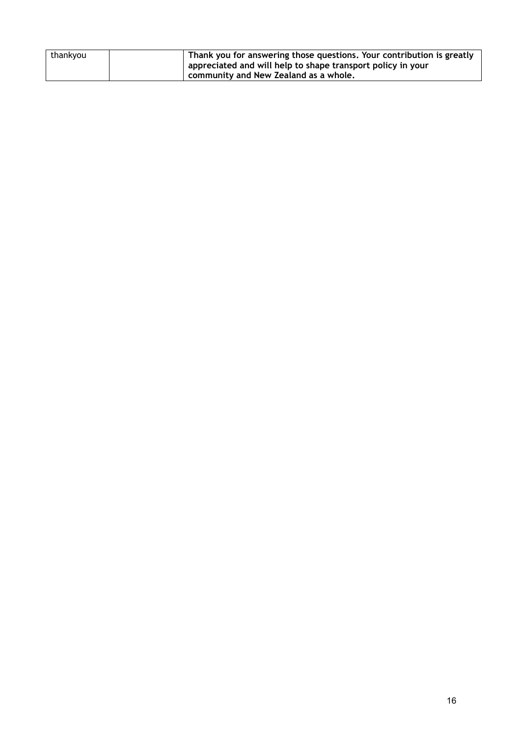| | | |
|---|---|---|
| thankyou | | **Thank you for answering those questions. Your contribution is greatly appreciated and will help to shape transport policy in your community and New Zealand as a whole.** |